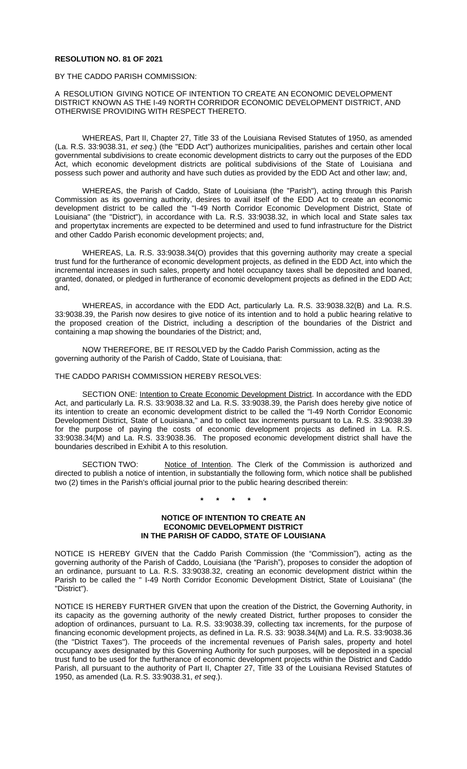**RESOLUTION NO. 81 OF 2021**

BY THE CADDO PARISH COMMISSION:

A RESOLUTION GIVING NOTICE OF INTENTION TO CREATE AN ECONOMIC DEVELOPMENT DISTRICT KNOWN AS THE I-49 NORTH CORRIDOR ECONOMIC DEVELOPMENT DISTRICT, AND OTHERWISE PROVIDING WITH RESPECT THERETO.

WHEREAS, Part II, Chapter 27, Title 33 of the Louisiana Revised Statutes of 1950, as amended (La. R.S. 33:9038.31, *et seq*.) (the "EDD Act") authorizes municipalities, parishes and certain other local governmental subdivisions to create economic development districts to carry out the purposes of the EDD Act, which economic development districts are political subdivisions of the State of Louisiana and possess such power and authority and have such duties as provided by the EDD Act and other law; and,

WHEREAS, the Parish of Caddo, State of Louisiana (the "Parish"), acting through this Parish Commission as its governing authority, desires to avail itself of the EDD Act to create an economic development district to be called the "I-49 North Corridor Economic Development District, State of Louisiana" (the "District"), in accordance with La. R.S. 33:9038.32, in which local and State sales tax and propertytax increments are expected to be determined and used to fund infrastructure for the District and other Caddo Parish economic development projects; and,

WHEREAS, La. R.S. 33:9038.34(O) provides that this governing authority may create a special trust fund for the furtherance of economic development projects, as defined in the EDD Act, into which the incremental increases in such sales, property and hotel occupancy taxes shall be deposited and loaned, granted, donated, or pledged in furtherance of economic development projects as defined in the EDD Act; and,

WHEREAS, in accordance with the EDD Act, particularly La. R.S. 33:9038.32(B) and La. R.S. 33:9038.39, the Parish now desires to give notice of its intention and to hold a public hearing relative to the proposed creation of the District, including a description of the boundaries of the District and containing a map showing the boundaries of the District; and,

NOW THEREFORE, BE IT RESOLVED by the Caddo Parish Commission, acting as the governing authority of the Parish of Caddo, State of Louisiana, that:

THE CADDO PARISH COMMISSION HEREBY RESOLVES:

SECTION ONE: Intention to Create Economic Development District. In accordance with the EDD Act, and particularly La. R.S. 33:9038.32 and La. R.S. 33:9038.39, the Parish does hereby give notice of its intention to create an economic development district to be called the "I-49 North Corridor Economic Development District, State of Louisiana," and to collect tax increments pursuant to La. R.S. 33:9038.39 for the purpose of paying the costs of economic development projects as defined in La. R.S. 33:9038.34(M) and La. R.S. 33:9038.36. The proposed economic development district shall have the boundaries described in Exhibit A to this resolution.

SECTION TWO: Notice of Intention. The Clerk of the Commission is authorized and directed to publish a notice of intention, in substantially the following form, which notice shall be published two (2) times in the Parish's official journal prior to the public hearing described therein:

\* \* \* \* \*

**NOTICE OF INTENTION TO CREATE AN ECONOMIC DEVELOPMENT DISTRICT IN THE PARISH OF CADDO, STATE OF LOUISIANA**

NOTICE IS HEREBY GIVEN that the Caddo Parish Commission (the "Commission"), acting as the governing authority of the Parish of Caddo, Louisiana (the "Parish"), proposes to consider the adoption of an ordinance, pursuant to La. R.S. 33:9038.32, creating an economic development district within the Parish to be called the " I-49 North Corridor Economic Development District, State of Louisiana" (the "District").

NOTICE IS HEREBY FURTHER GIVEN that upon the creation of the District, the Governing Authority, in its capacity as the governing authority of the newly created District, further proposes to consider the adoption of ordinances, pursuant to La. R.S. 33:9038.39, collecting tax increments, for the purpose of financing economic development projects, as defined in La. R.S. 33: 9038.34(M) and La. R.S. 33:9038.36 (the "District Taxes"). The proceeds of the incremental revenues of Parish sales, property and hotel occupancy axes designated by this Governing Authority for such purposes, will be deposited in a special trust fund to be used for the furtherance of economic development projects within the District and Caddo Parish, all pursuant to the authority of Part II, Chapter 27, Title 33 of the Louisiana Revised Statutes of 1950, as amended (La. R.S. 33:9038.31, *et seq*.).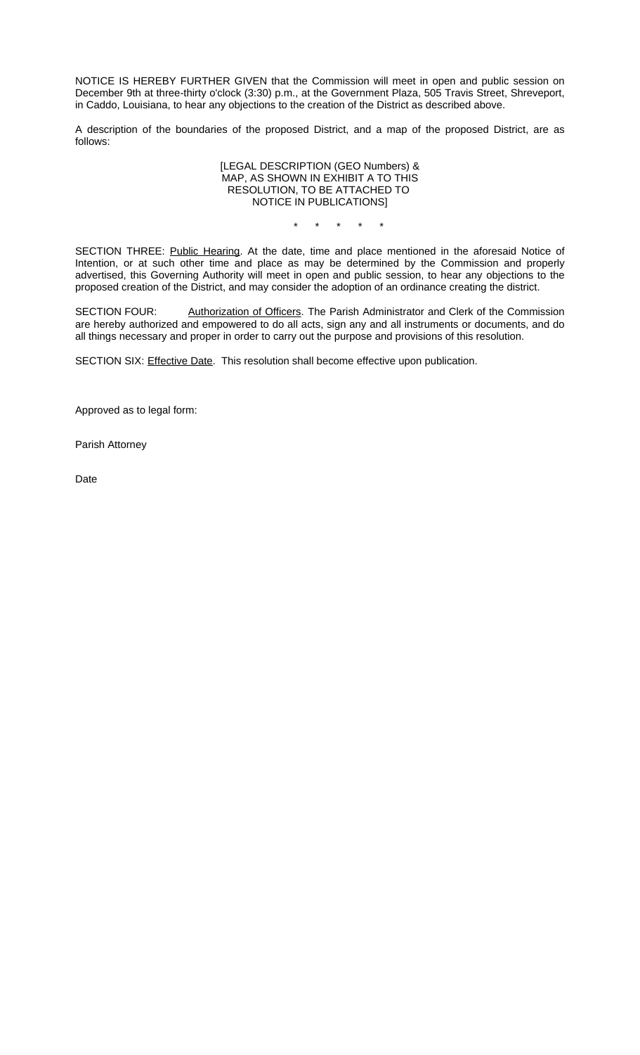NOTICE IS HEREBY FURTHER GIVEN that the Commission will meet in open and public session on December 9th at three-thirty o'clock (3:30) p.m., at the Government Plaza, 505 Travis Street, Shreveport, in Caddo, Louisiana, to hear any objections to the creation of the District as described above.

A description of the boundaries of the proposed District, and a map of the proposed District, are as follows:

[LEGAL DESCRIPTION (GEO Numbers) & MAP, AS SHOWN IN EXHIBIT A TO THIS RESOLUTION, TO BE ATTACHED TO NOTICE IN PUBLICATIONS]

\* \* \* \* \*

SECTION THREE: <u>Public Hearing</u>. At the date, time and place mentioned in the aforesaid Notice of Intention, or at such other time and place as may be determined by the Commission and properly advertised, this Governing Authority will meet in open and public session, to hear any objections to the proposed creation of the District, and may consider the adoption of an ordinance creating the district.

SECTION FOUR: <u>Authorization of Officers</u>. The Parish Administrator and Clerk of the Commission are hereby authorized and empowered to do all acts, sign any and all instruments or documents, and do all things necessary and proper in order to carry out the purpose and provisions of this resolution.

SECTION SIX: <u>Effective Date</u>. This resolution shall become effective upon publication.

Approved as to legal form:

Parish Attorney

Date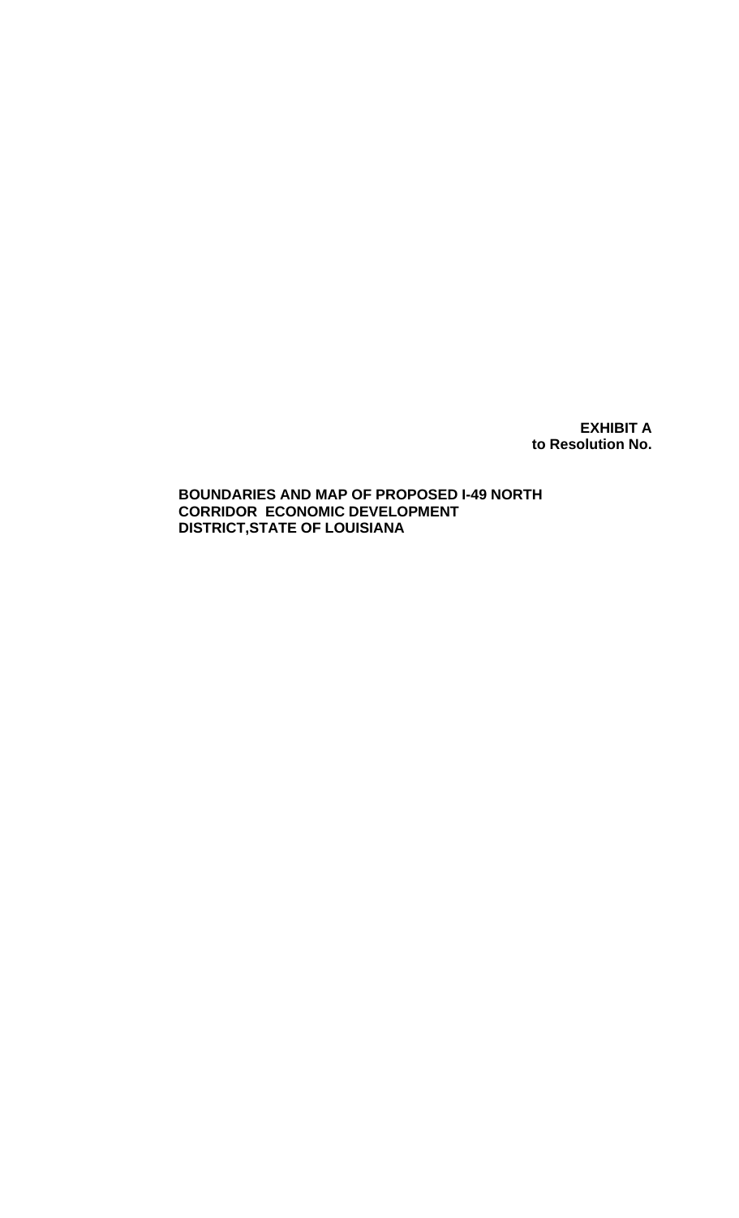**EXHIBIT A**
**to Resolution No.**

**BOUNDARIES AND MAP OF PROPOSED I-49 NORTH CORRIDOR ECONOMIC DEVELOPMENT DISTRICT,STATE OF LOUISIANA**